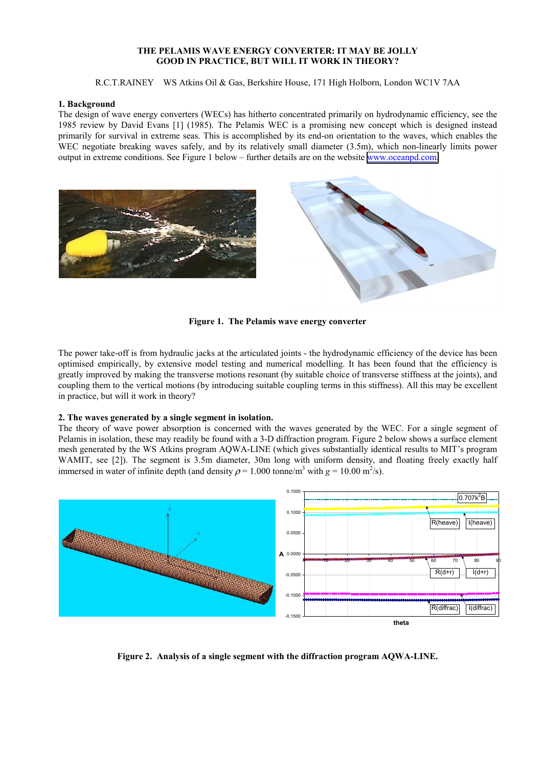# THE PELAMIS WAVE ENERGY CONVERTER: IT MAY BE JOLLY GOOD IN PRACTICE, BUT WILL IT WORK IN THEORY?

R.C.T.RAINEY    WS Atkins Oil & Gas, Berkshire House, 171 High Holborn, London WC1V 7AA

## 1. Background

The design of wave energy converters (WECs) has hitherto concentrated primarily on hydrodynamic efficiency, see the 1985 review by David Evans [1] (1985). The Pelamis WEC is a promising new concept which is designed instead primarily for survival in extreme seas. This is accomplished by its end-on orientation to the waves, which enables the WEC negotiate breaking waves safely, and by its relatively small diameter (3.5m), which non-linearly limits power output in extreme conditions. See Figure 1 below – further details are on the website www.oceanpd.com.

**Figure 1. The Pelamis wave energy converter**

The power take-off is from hydraulic jacks at the articulated joints - the hydrodynamic efficiency of the device has been optimised empirically, by extensive model testing and numerical modelling. It has been found that the efficiency is greatly improved by making the transverse motions resonant (by suitable choice of transverse stiffness at the joints), and coupling them to the vertical motions (by introducing suitable coupling terms in this stiffness). All this may be excellent in practice, but will it work in theory?

## 2. The waves generated by a single segment in isolation.

The theory of wave power absorption is concerned with the waves generated by the WEC. For a single segment of Pelamis in isolation, these may readily be found with a 3-D diffraction program. Figure 2 below shows a surface element mesh generated by the WS Atkins program AQWA-LINE (which gives substantially identical results to MIT's program WAMIT, see [2]). The segment is 3.5m diameter, 30m long with uniform density, and floating freely exactly half immersed in water of infinite depth (and density $\rho = 1.000$ tonne/m$^3$ with $g = 10.00$ m$^2$/s).

**Figure 2. Analysis of a single segment with the diffraction program AQWA-LINE.**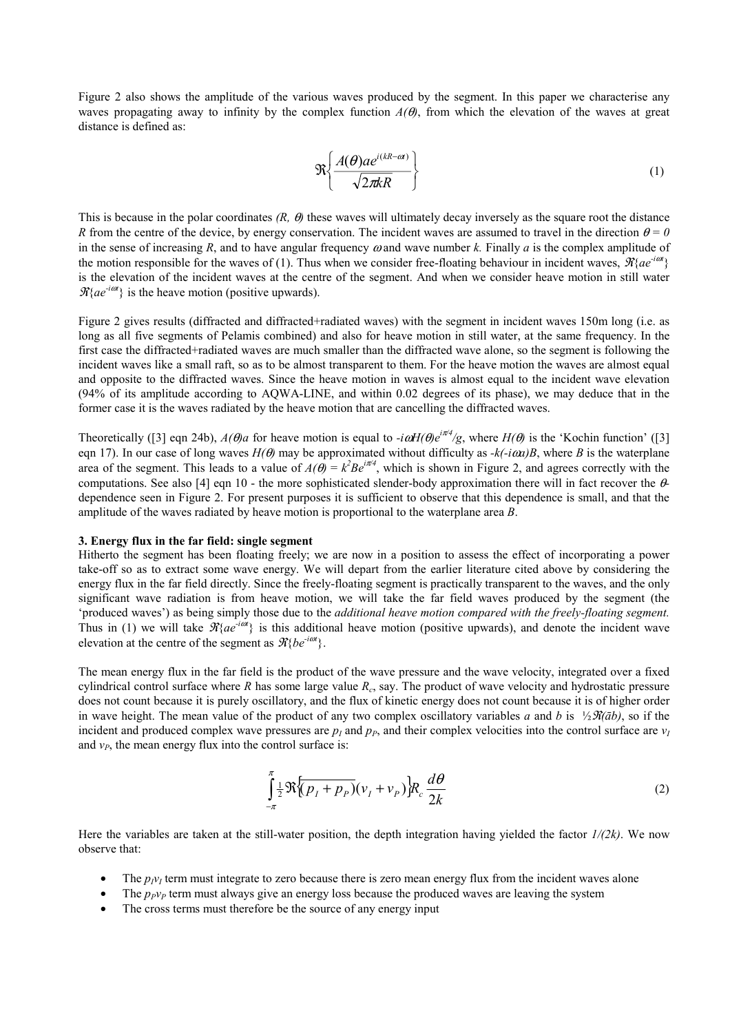Figure 2 also shows the amplitude of the various waves produced by the segment. In this paper we characterise any waves propagating away to infinity by the complex function $A(\theta)$, from which the elevation of the waves at great distance is defined as:

$$\Re\left\{\frac{A(\theta)ae^{i(kR-\omega t)}}{\sqrt{2\pi kR}}\right\} \tag{1}$$

This is because in the polar coordinates $(R, \theta)$ these waves will ultimately decay inversely as the square root the distance $R$ from the centre of the device, by energy conservation. The incident waves are assumed to travel in the direction $\theta = 0$ in the sense of increasing $R$, and to have angular frequency $\omega$ and wave number $k$. Finally $a$ is the complex amplitude of the motion responsible for the waves of (1). Thus when we consider free-floating behaviour in incident waves, $\Re\{ae^{-i\omega t}\}$ is the elevation of the incident waves at the centre of the segment. And when we consider heave motion in still water $\Re\{ae^{-i\omega t}\}$ is the heave motion (positive upwards).

Figure 2 gives results (diffracted and diffracted+radiated waves) with the segment in incident waves 150m long (i.e. as long as all five segments of Pelamis combined) and also for heave motion in still water, at the same frequency. In the first case the diffracted+radiated waves are much smaller than the diffracted wave alone, so the segment is following the incident waves like a small raft, so as to be almost transparent to them. For the heave motion the waves are almost equal and opposite to the diffracted waves. Since the heave motion in waves is almost equal to the incident wave elevation (94% of its amplitude according to AQWA-LINE, and within 0.02 degrees of its phase), we may deduce that in the former case it is the waves radiated by the heave motion that are cancelling the diffracted waves.

Theoretically ([3] eqn 24b), $A(\theta)a$ for heave motion is equal to $-i\omega H(\theta)e^{i\pi/4}/g$, where $H(\theta)$ is the 'Kochin function' ([3] eqn 17). In our case of long waves $H(\theta)$ may be approximated without difficulty as $-k(-i\omega a)B$, where $B$ is the waterplane area of the segment. This leads to a value of $A(\theta) = k^2Be^{i\pi/4}$, which is shown in Figure 2, and agrees correctly with the computations. See also [4] eqn 10 - the more sophisticated slender-body approximation there will in fact recover the $\theta$-dependence seen in Figure 2. For present purposes it is sufficient to observe that this dependence is small, and that the amplitude of the waves radiated by heave motion is proportional to the waterplane area $B$.

**3. Energy flux in the far field: single segment**

Hitherto the segment has been floating freely; we are now in a position to assess the effect of incorporating a power take-off so as to extract some wave energy. We will depart from the earlier literature cited above by considering the energy flux in the far field directly. Since the freely-floating segment is practically transparent to the waves, and the only significant wave radiation is from heave motion, we will take the far field waves produced by the segment (the 'produced waves') as being simply those due to the *additional heave motion compared with the freely-floating segment.* Thus in (1) we will take $\Re\{ae^{-i\omega t}\}$ is this additional heave motion (positive upwards), and denote the incident wave elevation at the centre of the segment as $\Re\{be^{-i\omega t}\}$.

The mean energy flux in the far field is the product of the wave pressure and the wave velocity, integrated over a fixed cylindrical control surface where $R$ has some large value $R_c$, say. The product of wave velocity and hydrostatic pressure does not count because it is purely oscillatory, and the flux of kinetic energy does not count because it is of higher order in wave height. The mean value of the product of any two complex oscillatory variables $a$ and $b$ is $\frac{1}{2}\Re(\bar{a}b)$, so if the incident and produced complex wave pressures are $p_I$ and $p_P$, and their complex velocities into the control surface are $v_I$ and $v_P$, the mean energy flux into the control surface is:

$$\int_{-\pi}^{\pi} \tfrac{1}{2}\Re\left\{\overline{(p_I + p_P)}(v_I + v_P)\right\} R_c \frac{d\theta}{2k} \tag{2}$$

Here the variables are taken at the still-water position, the depth integration having yielded the factor $1/(2k)$. We now observe that:

- The $p_Iv_I$ term must integrate to zero because there is zero mean energy flux from the incident waves alone
- The $p_Pv_P$ term must always give an energy loss because the produced waves are leaving the system
- The cross terms must therefore be the source of any energy input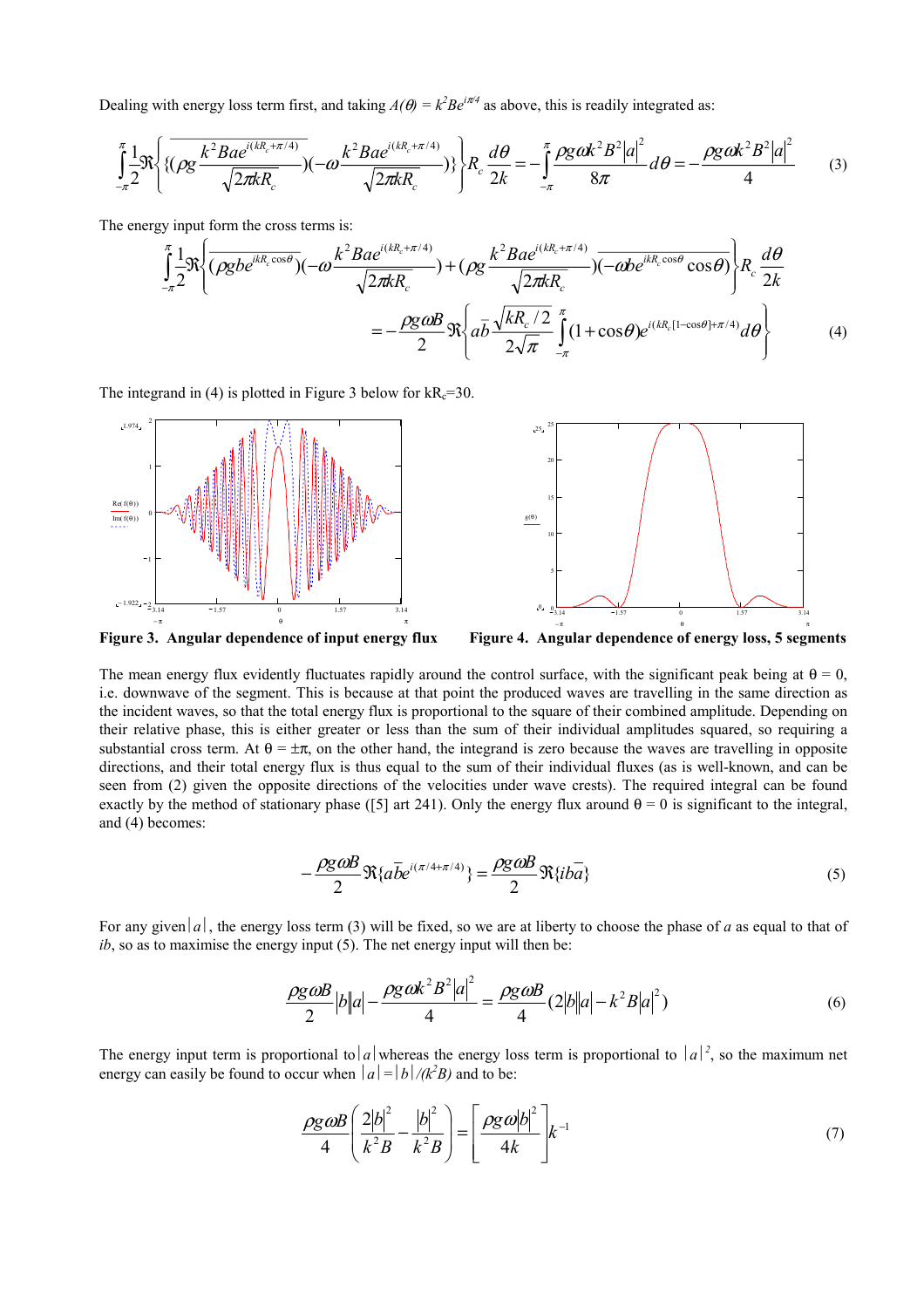Dealing with energy loss term first, and taking $A(\theta) = k^2Be^{i\pi/4}$ as above, this is readily integrated as:

$$\int_{-\pi}^{\pi}\frac{1}{2}\Re\left\{\overline{(\rho g\frac{k^2Bae^{i(kR_c+\pi/4)}}{\sqrt{2\pi kR_c}})}(-\omega\frac{k^2Bae^{i(kR_c+\pi/4)}}{\sqrt{2\pi kR_c}})\right\}R_c\frac{d\theta}{2k} = -\int_{-\pi}^{\pi}\frac{\rho g\omega k^2B^2|a|^2}{8\pi}d\theta = -\frac{\rho g\omega k^2B^2|a|^2}{4} \tag{3}$$

The energy input form the cross terms is:

$$\int_{-\pi}^{\pi}\frac{1}{2}\Re\left\{\overline{(\rho gbe^{ikR_c\cos\theta})}(-\omega\frac{k^2Bae^{i(kR_c+\pi/4)}}{\sqrt{2\pi kR_c}})+(\rho g\frac{k^2Bae^{i(kR_c+\pi/4)}}{\sqrt{2\pi kR_c}})\overline{(-\omega be^{ikR_c\cos\theta}\cos\theta)}\right\}R_c\frac{d\theta}{2k}$$

$$= -\frac{\rho g\omega B}{2}\Re\left\{a\bar{b}\frac{\sqrt{kR_c/2}}{2\sqrt{\pi}}\int_{-\pi}^{\pi}(1+\cos\theta)e^{i(kR_c[1-\cos\theta]+\pi/4)}d\theta\right\} \tag{4}$$

The integrand in (4) is plotted in Figure 3 below for $kR_c$=30.

**Figure 3. Angular dependence of input energy flux**

**Figure 4. Angular dependence of energy loss, 5 segments**

The mean energy flux evidently fluctuates rapidly around the control surface, with the significant peak being at θ = 0, i.e. downwave of the segment. This is because at that point the produced waves are travelling in the same direction as the incident waves, so that the total energy flux is proportional to the square of their combined amplitude. Depending on their relative phase, this is either greater or less than the sum of their individual amplitudes squared, so requiring a substantial cross term. At θ = ±π, on the other hand, the integrand is zero because the waves are travelling in opposite directions, and their total energy flux is thus equal to the sum of their individual fluxes (as is well-known, and can be seen from (2) given the opposite directions of the velocities under wave crests). The required integral can be found exactly by the method of stationary phase ([5] art 241). Only the energy flux around θ = 0 is significant to the integral, and (4) becomes:

$$-\frac{\rho g\omega B}{2}\Re\{a\bar{b}e^{i(\pi/4+\pi/4)}\} = \frac{\rho g\omega B}{2}\Re\{ib\bar{a}\} \tag{5}$$

For any given $|a|$, the energy loss term (3) will be fixed, so we are at liberty to choose the phase of $a$ as equal to that of $ib$, so as to maximise the energy input (5). The net energy input will then be:

$$\frac{\rho g\omega B}{2}|b||a| - \frac{\rho g\omega k^2B^2|a|^2}{4} = \frac{\rho g\omega B}{4}(2|b||a| - k^2B|a|^2) \tag{6}$$

The energy input term is proportional to $|a|$ whereas the energy loss term is proportional to $|a|^2$, so the maximum net energy can easily be found to occur when $|a| = |b|/(k^2B)$ and to be:

$$\frac{\rho g\omega B}{4}\left(\frac{2|b|^2}{k^2B} - \frac{|b|^2}{k^2B}\right) = \left[\frac{\rho g\omega|b|^2}{4k}\right]k^{-1} \tag{7}$$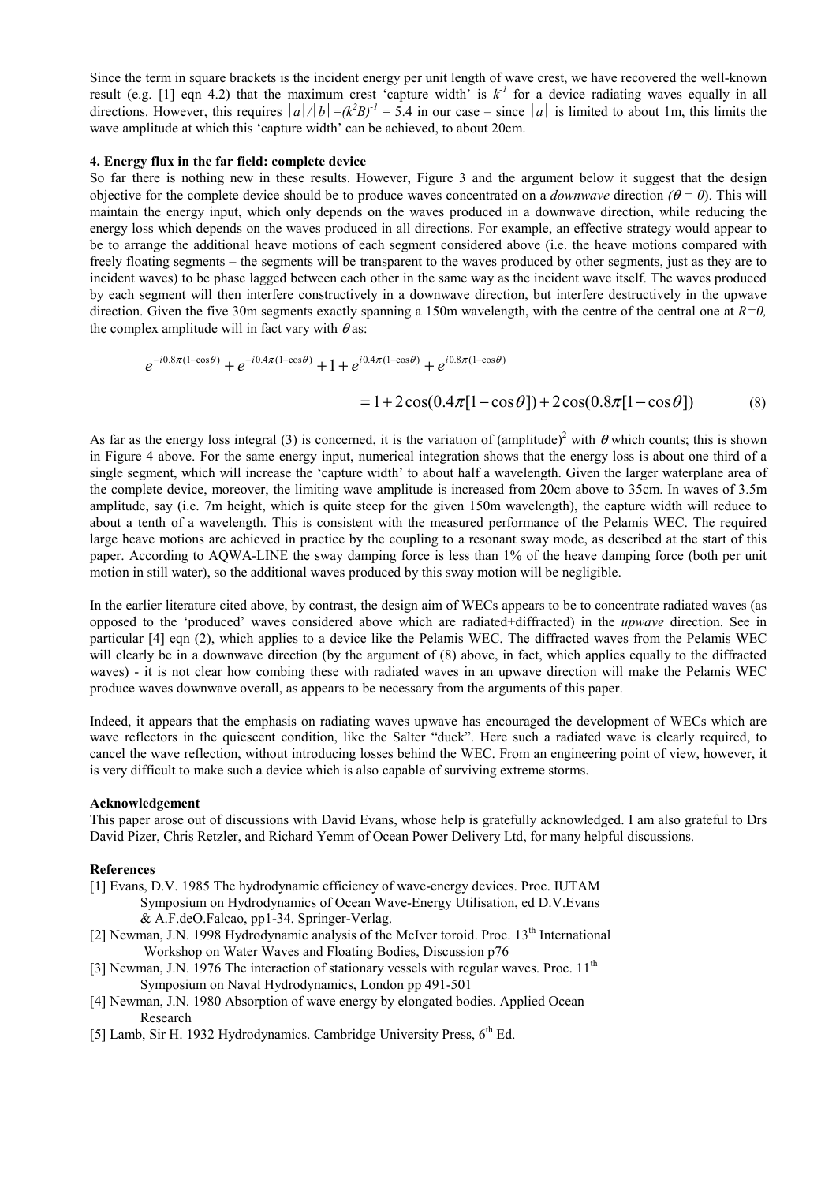Since the term in square brackets is the incident energy per unit length of wave crest, we have recovered the well-known result (e.g. [1] eqn 4.2) that the maximum crest 'capture width' is $k^{-1}$ for a device radiating waves equally in all directions. However, this requires $|a|/|b|=(k^2B)^{-1} = 5.4$ in our case – since $|a|$ is limited to about 1m, this limits the wave amplitude at which this 'capture width' can be achieved, to about 20cm.

**4. Energy flux in the far field: complete device**

So far there is nothing new in these results. However, Figure 3 and the argument below it suggest that the design objective for the complete device should be to produce waves concentrated on a *downwave* direction ($\theta = 0$). This will maintain the energy input, which only depends on the waves produced in a downwave direction, while reducing the energy loss which depends on the waves produced in all directions. For example, an effective strategy would appear to be to arrange the additional heave motions of each segment considered above (i.e. the heave motions compared with freely floating segments – the segments will be transparent to the waves produced by other segments, just as they are to incident waves) to be phase lagged between each other in the same way as the incident wave itself. The waves produced by each segment will then interfere constructively in a downwave direction, but interfere destructively in the upwave direction. Given the five 30m segments exactly spanning a 150m wavelength, with the centre of the central one at $R=0,$ the complex amplitude will in fact vary with $\theta$ as:

$$e^{-i0.8\pi(1-\cos\theta)} + e^{-i0.4\pi(1-\cos\theta)} + 1 + e^{i0.4\pi(1-\cos\theta)} + e^{i0.8\pi(1-\cos\theta)}$$

$$= 1 + 2\cos(0.4\pi[1-\cos\theta]) + 2\cos(0.8\pi[1-\cos\theta]) \qquad (8)$$

As far as the energy loss integral (3) is concerned, it is the variation of (amplitude)$^2$ with $\theta$ which counts; this is shown in Figure 4 above. For the same energy input, numerical integration shows that the energy loss is about one third of a single segment, which will increase the 'capture width' to about half a wavelength. Given the larger waterplane area of the complete device, moreover, the limiting wave amplitude is increased from 20cm above to 35cm. In waves of 3.5m amplitude, say (i.e. 7m height, which is quite steep for the given 150m wavelength), the capture width will reduce to about a tenth of a wavelength. This is consistent with the measured performance of the Pelamis WEC. The required large heave motions are achieved in practice by the coupling to a resonant sway mode, as described at the start of this paper. According to AQWA-LINE the sway damping force is less than 1% of the heave damping force (both per unit motion in still water), so the additional waves produced by this sway motion will be negligible.

In the earlier literature cited above, by contrast, the design aim of WECs appears to be to concentrate radiated waves (as opposed to the 'produced' waves considered above which are radiated+diffracted) in the *upwave* direction. See in particular [4] eqn (2), which applies to a device like the Pelamis WEC. The diffracted waves from the Pelamis WEC will clearly be in a downwave direction (by the argument of (8) above, in fact, which applies equally to the diffracted waves) - it is not clear how combing these with radiated waves in an upwave direction will make the Pelamis WEC produce waves downwave overall, as appears to be necessary from the arguments of this paper.

Indeed, it appears that the emphasis on radiating waves upwave has encouraged the development of WECs which are wave reflectors in the quiescent condition, like the Salter "duck". Here such a radiated wave is clearly required, to cancel the wave reflection, without introducing losses behind the WEC. From an engineering point of view, however, it is very difficult to make such a device which is also capable of surviving extreme storms.

**Acknowledgement**

This paper arose out of discussions with David Evans, whose help is gratefully acknowledged. I am also grateful to Drs David Pizer, Chris Retzler, and Richard Yemm of Ocean Power Delivery Ltd, for many helpful discussions.

**References**

[1] Evans, D.V. 1985 The hydrodynamic efficiency of wave-energy devices. Proc. IUTAM Symposium on Hydrodynamics of Ocean Wave-Energy Utilisation, ed D.V.Evans & A.F.deO.Falcao, pp1-34. Springer-Verlag.

[2] Newman, J.N. 1998 Hydrodynamic analysis of the McIver toroid. Proc. 13th International Workshop on Water Waves and Floating Bodies, Discussion p76

[3] Newman, J.N. 1976 The interaction of stationary vessels with regular waves. Proc. 11th Symposium on Naval Hydrodynamics, London pp 491-501

[4] Newman, J.N. 1980 Absorption of wave energy by elongated bodies. Applied Ocean Research

[5] Lamb, Sir H. 1932 Hydrodynamics. Cambridge University Press, 6th Ed.